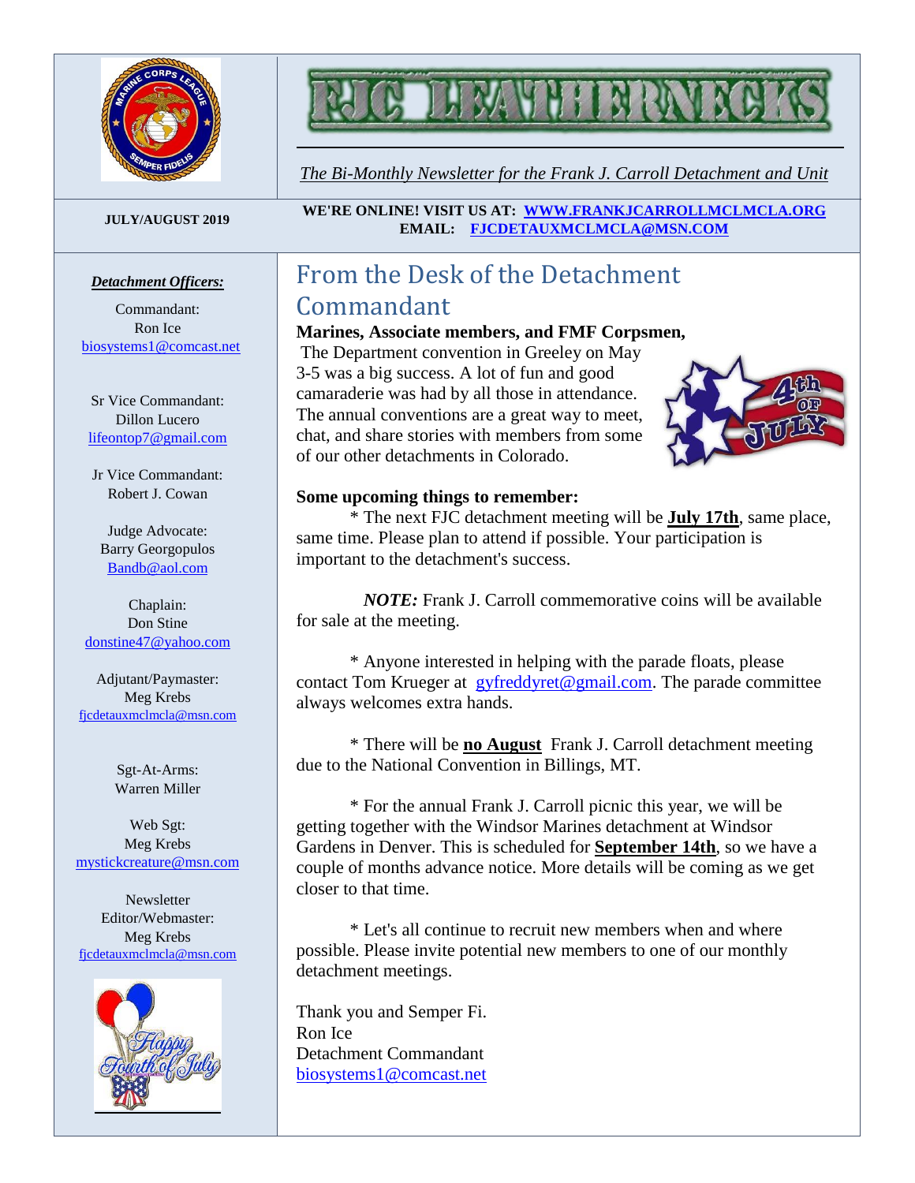# FJC LEATHERNECKS

*The Bi-Monthly Newsletter for the Frank J. Carroll Detachment and Unit*

**JULY/AUGUST 2019**

**WE'RE ONLINE! VISIT US AT: WWW.FRANKJCARROLLMCLMCLA.ORG**
**EMAIL: FJCDETAUXMCLMCLA@MSN.COM**

***Detachment Officers:***

Commandant:
Ron Ice
biosystems1@comcast.net

Sr Vice Commandant:
Dillon Lucero
lifeontop7@gmail.com

Jr Vice Commandant:
Robert J. Cowan

Judge Advocate:
Barry Georgopulos
Bandb@aol.com

Chaplain:
Don Stine
donstine47@yahoo.com

Adjutant/Paymaster:
Meg Krebs
fjcdetauxmclmcla@msn.com

Sgt-At-Arms:
Warren Miller

Web Sgt:
Meg Krebs
mystickcreature@msn.com

Newsletter Editor/Webmaster:
Meg Krebs
fjcdetauxmclmcla@msn.com

## From the Desk of the Detachment Commandant

**Marines, Associate members, and FMF Corpsmen,**

The Department convention in Greeley on May 3-5 was a big success. A lot of fun and good camaraderie was had by all those in attendance. The annual conventions are a great way to meet, chat, and share stories with members from some of our other detachments in Colorado.

**Some upcoming things to remember:**

* The next FJC detachment meeting will be **July 17th**, same place, same time. Please plan to attend if possible. Your participation is important to the detachment's success.

***NOTE:*** Frank J. Carroll commemorative coins will be available for sale at the meeting.

* Anyone interested in helping with the parade floats, please contact Tom Krueger at gyfreddyret@gmail.com. The parade committee always welcomes extra hands.

* There will be **no August** Frank J. Carroll detachment meeting due to the National Convention in Billings, MT.

* For the annual Frank J. Carroll picnic this year, we will be getting together with the Windsor Marines detachment at Windsor Gardens in Denver. This is scheduled for **September 14th**, so we have a couple of months advance notice. More details will be coming as we get closer to that time.

* Let's all continue to recruit new members when and where possible. Please invite potential new members to one of our monthly detachment meetings.

Thank you and Semper Fi.
Ron Ice
Detachment Commandant
biosystems1@comcast.net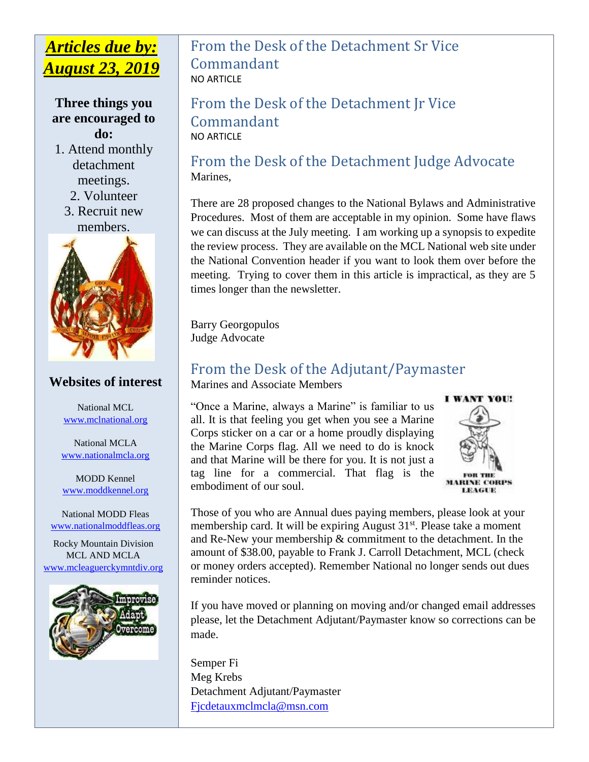***Articles due by: August 23, 2019***

**Three things you are encouraged to do:**

1. Attend monthly detachment meetings.
2. Volunteer
3. Recruit new members.

**Websites of interest**

National MCL
www.mclnational.org

National MCLA
www.nationalmcla.org

MODD Kennel
www.moddkennel.org

National MODD Fleas
www.nationalmoddfleas.org

Rocky Mountain Division
MCL AND MCLA
www.mcleaguerckymntdiv.org

## From the Desk of the Detachment Sr Vice Commandant

NO ARTICLE

## From the Desk of the Detachment Jr Vice Commandant

NO ARTICLE

## From the Desk of the Detachment Judge Advocate

Marines,

There are 28 proposed changes to the National Bylaws and Administrative Procedures. Most of them are acceptable in my opinion. Some have flaws we can discuss at the July meeting. I am working up a synopsis to expedite the review process. They are available on the MCL National web site under the National Convention header if you want to look them over before the meeting. Trying to cover them in this article is impractical, as they are 5 times longer than the newsletter.

Barry Georgopulos
Judge Advocate

## From the Desk of the Adjutant/Paymaster

Marines and Associate Members

"Once a Marine, always a Marine" is familiar to us all. It is that feeling you get when you see a Marine Corps sticker on a car or a home proudly displaying the Marine Corps flag. All we need to do is knock and that Marine will be there for you. It is not just a tag line for a commercial. That flag is the embodiment of our soul.

Those of you who are Annual dues paying members, please look at your membership card. It will be expiring August 31st. Please take a moment and Re-New your membership & commitment to the detachment. In the amount of $38.00, payable to Frank J. Carroll Detachment, MCL (check or money orders accepted). Remember National no longer sends out dues reminder notices.

If you have moved or planning on moving and/or changed email addresses please, let the Detachment Adjutant/Paymaster know so corrections can be made.

Semper Fi
Meg Krebs
Detachment Adjutant/Paymaster
Fjcdetauxmclmcla@msn.com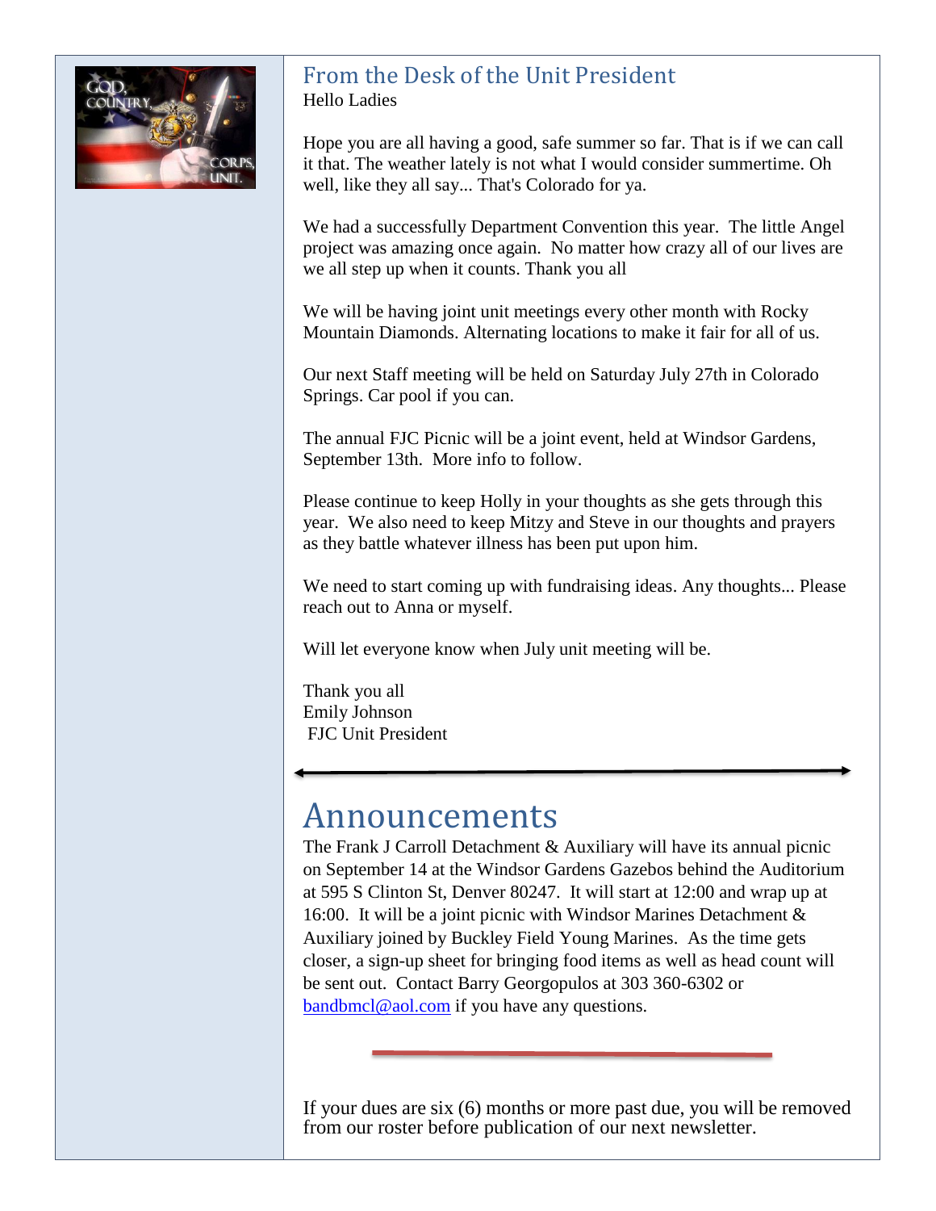## From the Desk of the Unit President

Hello Ladies

Hope you are all having a good, safe summer so far. That is if we can call it that. The weather lately is not what I would consider summertime. Oh well, like they all say... That's Colorado for ya.

We had a successfully Department Convention this year. The little Angel project was amazing once again. No matter how crazy all of our lives are we all step up when it counts. Thank you all

We will be having joint unit meetings every other month with Rocky Mountain Diamonds. Alternating locations to make it fair for all of us.

Our next Staff meeting will be held on Saturday July 27th in Colorado Springs. Car pool if you can.

The annual FJC Picnic will be a joint event, held at Windsor Gardens, September 13th. More info to follow.

Please continue to keep Holly in your thoughts as she gets through this year. We also need to keep Mitzy and Steve in our thoughts and prayers as they battle whatever illness has been put upon him.

We need to start coming up with fundraising ideas. Any thoughts... Please reach out to Anna or myself.

Will let everyone know when July unit meeting will be.

Thank you all
Emily Johnson
FJC Unit President

---

# Announcements

The Frank J Carroll Detachment & Auxiliary will have its annual picnic on September 14 at the Windsor Gardens Gazebos behind the Auditorium at 595 S Clinton St, Denver 80247. It will start at 12:00 and wrap up at 16:00. It will be a joint picnic with Windsor Marines Detachment & Auxiliary joined by Buckley Field Young Marines. As the time gets closer, a sign-up sheet for bringing food items as well as head count will be sent out. Contact Barry Georgopulos at 303 360-6302 or bandbmcl@aol.com if you have any questions.

---

If your dues are six (6) months or more past due, you will be removed from our roster before publication of our next newsletter.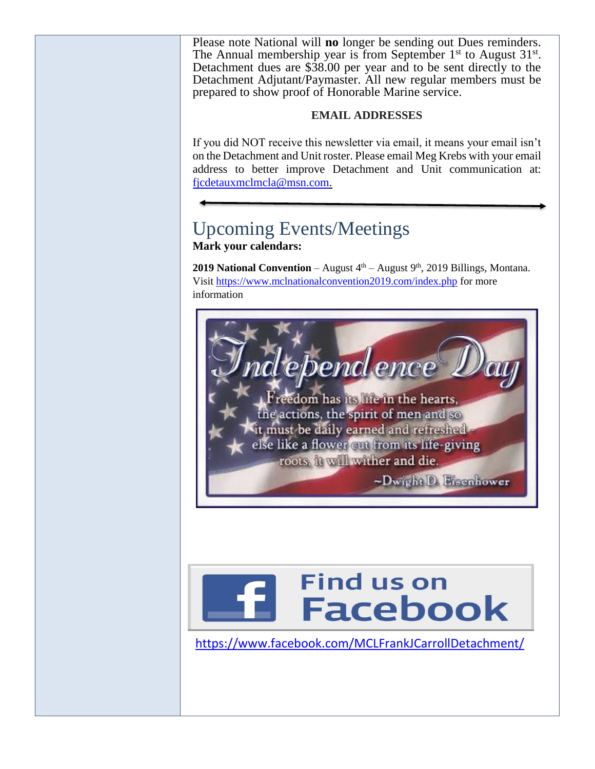Please note National will **no** longer be sending out Dues reminders. The Annual membership year is from September 1st to August 31st. Detachment dues are $38.00 per year and to be sent directly to the Detachment Adjutant/Paymaster. All new regular members must be prepared to show proof of Honorable Marine service.

**EMAIL ADDRESSES**

If you did NOT receive this newsletter via email, it means your email isn't on the Detachment and Unit roster. Please email Meg Krebs with your email address to better improve Detachment and Unit communication at: fjcdetauxmclmcla@msn.com.

## Upcoming Events/Meetings

**Mark your calendars:**

**2019 National Convention** – August 4th – August 9th, 2019 Billings, Montana. Visit https://www.mclnationalconvention2019.com/index.php for more information

Independence Day

Freedom has its life in the hearts, the actions, the spirit of men and so it must be daily earned and refreshed – else like a flower cut from its life-giving roots, it will wither and die.

~Dwight D. Eisenhower

Find us on Facebook

https://www.facebook.com/MCLFrankJCarrollDetachment/